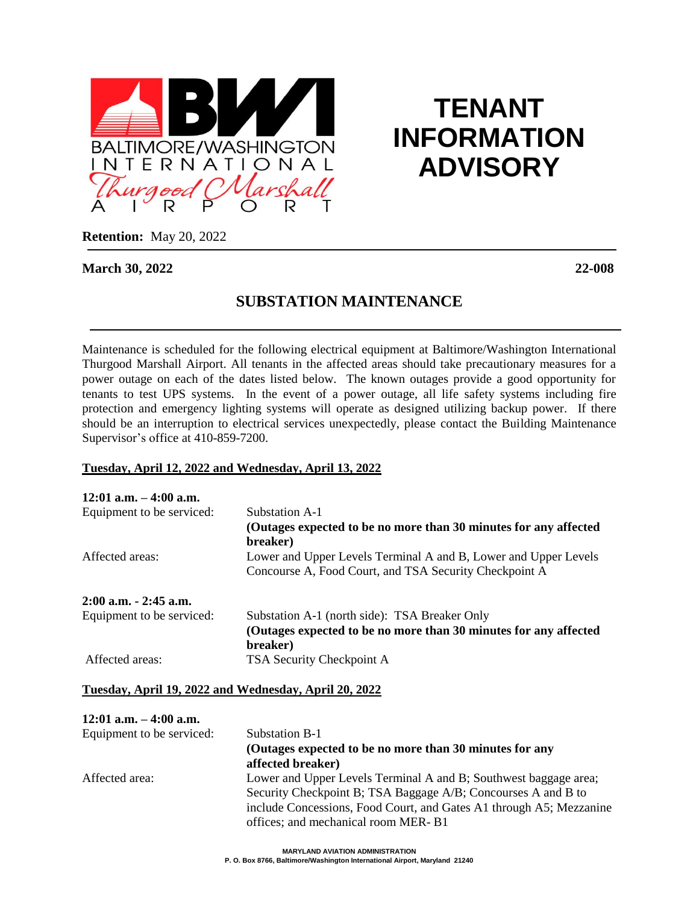# TENANT INFORMATION ADVISORY

**Retention:** May 20, 2022

**March 30, 2022** **22-008**

## SUBSTATION MAINTENANCE

Maintenance is scheduled for the following electrical equipment at Baltimore/Washington International Thurgood Marshall Airport. All tenants in the affected areas should take precautionary measures for a power outage on each of the dates listed below. The known outages provide a good opportunity for tenants to test UPS systems. In the event of a power outage, all life safety systems including fire protection and emergency lighting systems will operate as designed utilizing backup power. If there should be an interruption to electrical services unexpectedly, please contact the Building Maintenance Supervisor's office at 410-859-7200.

**Tuesday, April 12, 2022 and Wednesday, April 13, 2022**

**12:01 a.m. – 4:00 a.m.**

Equipment to be serviced: Substation A-1
**(Outages expected to be no more than 30 minutes for any affected breaker)**

Affected areas: Lower and Upper Levels Terminal A and B, Lower and Upper Levels Concourse A, Food Court, and TSA Security Checkpoint A

**2:00 a.m. - 2:45 a.m.**

Equipment to be serviced: Substation A-1 (north side): TSA Breaker Only
**(Outages expected to be no more than 30 minutes for any affected breaker)**

Affected areas: TSA Security Checkpoint A

**Tuesday, April 19, 2022 and Wednesday, April 20, 2022**

**12:01 a.m. – 4:00 a.m.**

Equipment to be serviced: Substation B-1
**(Outages expected to be no more than 30 minutes for any affected breaker)**

Affected area: Lower and Upper Levels Terminal A and B; Southwest baggage area; Security Checkpoint B; TSA Baggage A/B; Concourses A and B to include Concessions, Food Court, and Gates A1 through A5; Mezzanine offices; and mechanical room MER- B1

MARYLAND AVIATION ADMINISTRATION
P. O. Box 8766, Baltimore/Washington International Airport, Maryland 21240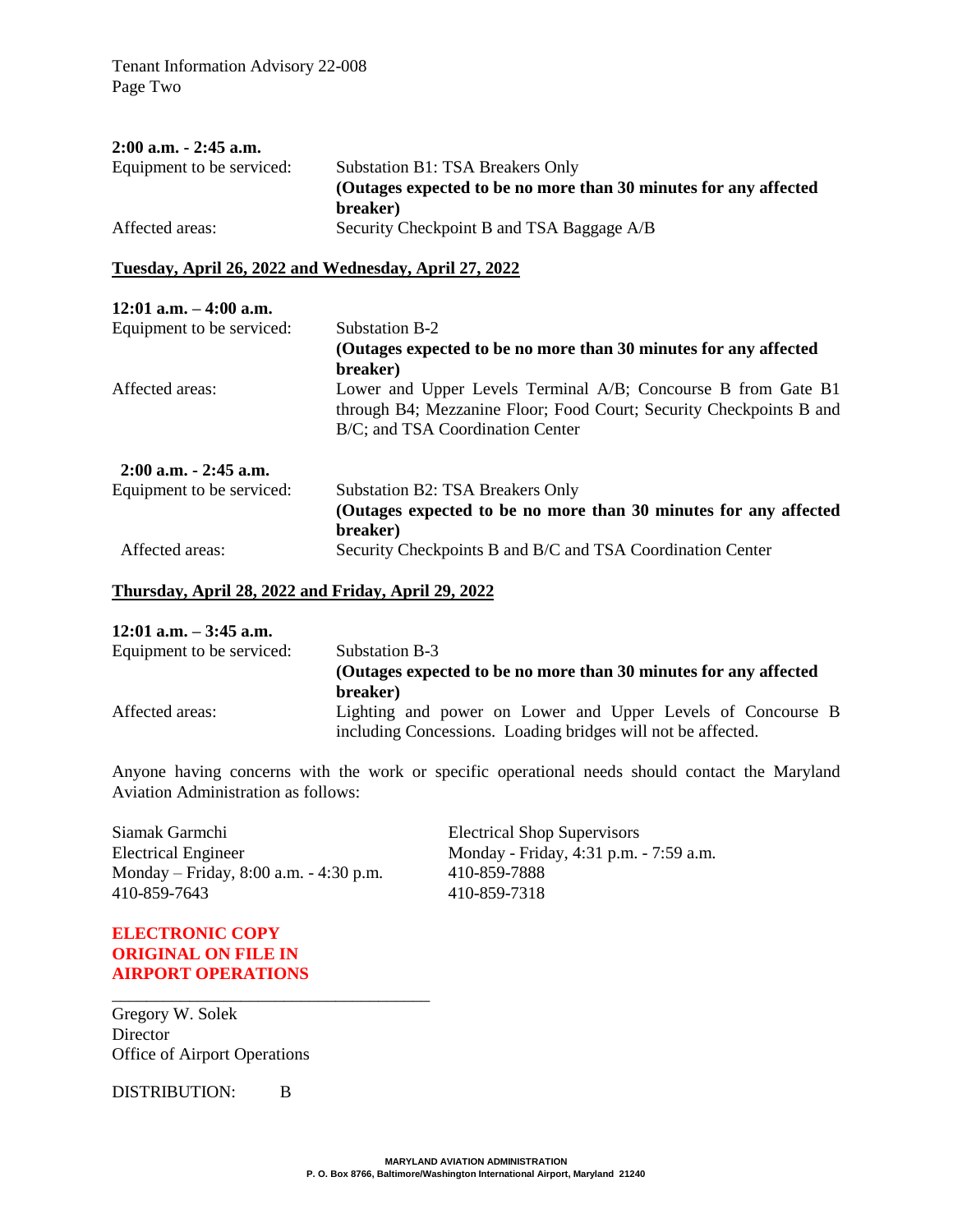**2:00 a.m. - 2:45 a.m.**

Equipment to be serviced: Substation B1: TSA Breakers Only
**(Outages expected to be no more than 30 minutes for any affected breaker)**

Affected areas: Security Checkpoint B and TSA Baggage A/B

**<u>Tuesday, April 26, 2022 and Wednesday, April 27, 2022</u>**

**12:01 a.m. – 4:00 a.m.**

Equipment to be serviced: Substation B-2
**(Outages expected to be no more than 30 minutes for any affected breaker)**

Affected areas: Lower and Upper Levels Terminal A/B; Concourse B from Gate B1 through B4; Mezzanine Floor; Food Court; Security Checkpoints B and B/C; and TSA Coordination Center

**2:00 a.m. - 2:45 a.m.**

Equipment to be serviced: Substation B2: TSA Breakers Only
**(Outages expected to be no more than 30 minutes for any affected breaker)**

Affected areas: Security Checkpoints B and B/C and TSA Coordination Center

**<u>Thursday, April 28, 2022 and Friday, April 29, 2022</u>**

**12:01 a.m. – 3:45 a.m.**

Equipment to be serviced: Substation B-3
**(Outages expected to be no more than 30 minutes for any affected breaker)**

Affected areas: Lighting and power on Lower and Upper Levels of Concourse B including Concessions. Loading bridges will not be affected.

Anyone having concerns with the work or specific operational needs should contact the Maryland Aviation Administration as follows:

Siamak Garmchi
Electrical Engineer
Monday – Friday, 8:00 a.m. - 4:30 p.m.
410-859-7643

Electrical Shop Supervisors
Monday - Friday, 4:31 p.m. - 7:59 a.m.
410-859-7888
410-859-7318

**ELECTRONIC COPY
ORIGINAL ON FILE IN
AIRPORT OPERATIONS**

_____________________________________

Gregory W. Solek
Director
Office of Airport Operations

DISTRIBUTION: B